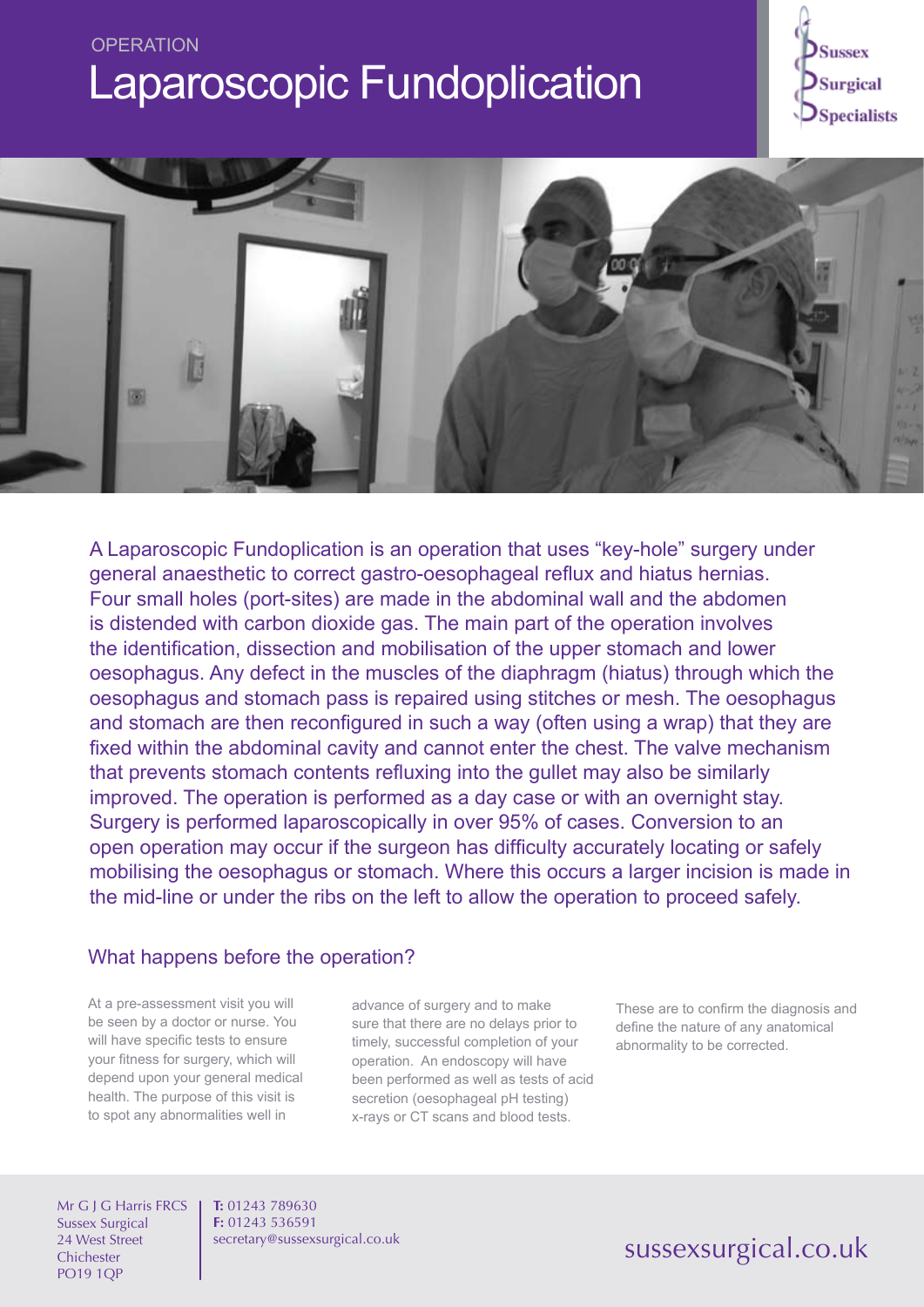OPERATION

# Laparoscopic Fundoplication

Sussex Surgical Specialists

A Laparoscopic Fundoplication is an operation that uses "key-hole" surgery under general anaesthetic to correct gastro-oesophageal reflux and hiatus hernias. Four small holes (port-sites) are made in the abdominal wall and the abdomen is distended with carbon dioxide gas. The main part of the operation involves the identification, dissection and mobilisation of the upper stomach and lower oesophagus. Any defect in the muscles of the diaphragm (hiatus) through which the oesophagus and stomach pass is repaired using stitches or mesh. The oesophagus and stomach are then reconfigured in such a way (often using a wrap) that they are fixed within the abdominal cavity and cannot enter the chest. The valve mechanism that prevents stomach contents refluxing into the gullet may also be similarly improved. The operation is performed as a day case or with an overnight stay. Surgery is performed laparoscopically in over 95% of cases. Conversion to an open operation may occur if the surgeon has difficulty accurately locating or safely mobilising the oesophagus or stomach. Where this occurs a larger incision is made in the mid-line or under the ribs on the left to allow the operation to proceed safely.

## What happens before the operation?

At a pre-assessment visit you will be seen by a doctor or nurse. You will have specific tests to ensure your fitness for surgery, which will depend upon your general medical health. The purpose of this visit is to spot any abnormalities well in advance of surgery and to make sure that there are no delays prior to timely, successful completion of your operation. An endoscopy will have been performed as well as tests of acid secretion (oesophageal pH testing) x-rays or CT scans and blood tests. These are to confirm the diagnosis and define the nature of any anatomical abnormality to be corrected.

Mr G J G Harris FRCS
Sussex Surgical
24 West Street
Chichester
PO19 1QP

**T:** 01243 789630
**F:** 01243 536591
secretary@sussexsurgical.co.uk

sussexsurgical.co.uk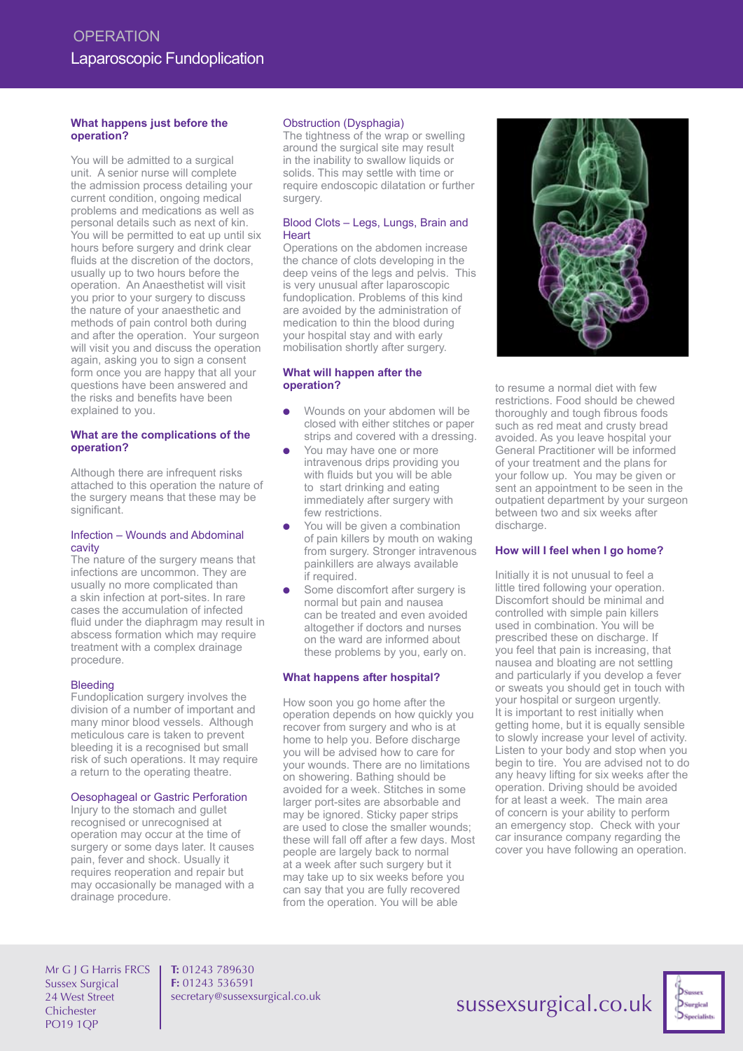# OPERATION

## Laparoscopic Fundoplication

### What happens just before the operation?

You will be admitted to a surgical unit. A senior nurse will complete the admission process detailing your current condition, ongoing medical problems and medications as well as personal details such as next of kin. You will be permitted to eat up until six hours before surgery and drink clear fluids at the discretion of the doctors, usually up to two hours before the operation. An Anaesthetist will visit you prior to your surgery to discuss the nature of your anaesthetic and methods of pain control both during and after the operation. Your surgeon will visit you and discuss the operation again, asking you to sign a consent form once you are happy that all your questions have been answered and the risks and benefits have been explained to you.

### What are the complications of the operation?

Although there are infrequent risks attached to this operation the nature of the surgery means that these may be significant.

#### Infection – Wounds and Abdominal cavity

The nature of the surgery means that infections are uncommon. They are usually no more complicated than a skin infection at port-sites. In rare cases the accumulation of infected fluid under the diaphragm may result in abscess formation which may require treatment with a complex drainage procedure.

#### Bleeding

Fundoplication surgery involves the division of a number of important and many minor blood vessels. Although meticulous care is taken to prevent bleeding it is a recognised but small risk of such operations. It may require a return to the operating theatre.

#### Oesophageal or Gastric Perforation

Injury to the stomach and gullet recognised or unrecognised at operation may occur at the time of surgery or some days later. It causes pain, fever and shock. Usually it requires reoperation and repair but may occasionally be managed with a drainage procedure.

#### Obstruction (Dysphagia)

The tightness of the wrap or swelling around the surgical site may result in the inability to swallow liquids or solids. This may settle with time or require endoscopic dilatation or further surgery.

#### Blood Clots – Legs, Lungs, Brain and Heart

Operations on the abdomen increase the chance of clots developing in the deep veins of the legs and pelvis. This is very unusual after laparoscopic fundoplication. Problems of this kind are avoided by the administration of medication to thin the blood during your hospital stay and with early mobilisation shortly after surgery.

### What will happen after the operation?

- Wounds on your abdomen will be closed with either stitches or paper strips and covered with a dressing.
- You may have one or more intravenous drips providing you with fluids but you will be able to start drinking and eating immediately after surgery with few restrictions.
- You will be given a combination of pain killers by mouth on waking from surgery. Stronger intravenous painkillers are always available if required.
- Some discomfort after surgery is normal but pain and nausea can be treated and even avoided altogether if doctors and nurses on the ward are informed about these problems by you, early on.

### What happens after hospital?

How soon you go home after the operation depends on how quickly you recover from surgery and who is at home to help you. Before discharge you will be advised how to care for your wounds. There are no limitations on showering. Bathing should be avoided for a week. Stitches in some larger port-sites are absorbable and may be ignored. Sticky paper strips are used to close the smaller wounds; these will fall off after a few days. Most people are largely back to normal at a week after such surgery but it may take up to six weeks before you can say that you are fully recovered from the operation. You will be able to resume a normal diet with few restrictions. Food should be chewed thoroughly and tough fibrous foods such as red meat and crusty bread avoided. As you leave hospital your General Practitioner will be informed of your treatment and the plans for your follow up. You may be given or sent an appointment to be seen in the outpatient department by your surgeon between two and six weeks after discharge.

### How will I feel when I go home?

Initially it is not unusual to feel a little tired following your operation. Discomfort should be minimal and controlled with simple pain killers used in combination. You will be prescribed these on discharge. If you feel that pain is increasing, that nausea and bloating are not settling and particularly if you develop a fever or sweats you should get in touch with your hospital or surgeon urgently. It is important to rest initially when getting home, but it is equally sensible to slowly increase your level of activity. Listen to your body and stop when you begin to tire. You are advised not to do any heavy lifting for six weeks after the operation. Driving should be avoided for at least a week. The main area of concern is your ability to perform an emergency stop. Check with your car insurance company regarding the cover you have following an operation.

Mr G J G Harris FRCS
Sussex Surgical
24 West Street
Chichester
PO19 1QP

**T:** 01243 789630
**F:** 01243 536591
secretary@sussexsurgical.co.uk

sussexsurgical.co.uk

Sussex Surgical Specialists